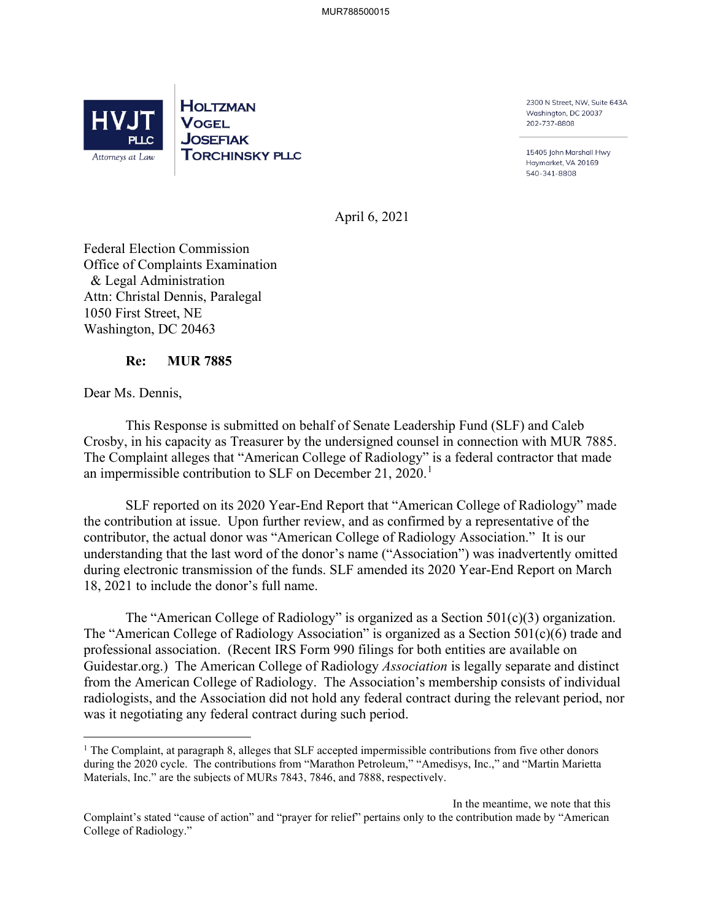**HVJT PLLC** *Attorneys at Law*

**HOLTZMAN VOGEL JOSEFIAK TORCHINSKY PLLC**

2300 N Street, NW, Suite 643A
Washington, DC 20037
202-737-8808

15405 John Marshall Hwy
Haymarket, VA 20169
540-341-8808

April 6, 2021

Federal Election Commission
Office of Complaints Examination
& Legal Administration
Attn: Christal Dennis, Paralegal
1050 First Street, NE
Washington, DC 20463

**Re: MUR 7885**

Dear Ms. Dennis,

This Response is submitted on behalf of Senate Leadership Fund (SLF) and Caleb Crosby, in his capacity as Treasurer by the undersigned counsel in connection with MUR 7885. The Complaint alleges that "American College of Radiology" is a federal contractor that made an impermissible contribution to SLF on December 21, 2020.[1]

SLF reported on its 2020 Year-End Report that "American College of Radiology" made the contribution at issue. Upon further review, and as confirmed by a representative of the contributor, the actual donor was "American College of Radiology Association." It is our understanding that the last word of the donor's name ("Association") was inadvertently omitted during electronic transmission of the funds. SLF amended its 2020 Year-End Report on March 18, 2021 to include the donor's full name.

The "American College of Radiology" is organized as a Section 501(c)(3) organization. The "American College of Radiology Association" is organized as a Section 501(c)(6) trade and professional association. (Recent IRS Form 990 filings for both entities are available on Guidestar.org.) The American College of Radiology *Association* is legally separate and distinct from the American College of Radiology. The Association's membership consists of individual radiologists, and the Association did not hold any federal contract during the relevant period, nor was it negotiating any federal contract during such period.

---

[1] The Complaint, at paragraph 8, alleges that SLF accepted impermissible contributions from five other donors during the 2020 cycle. The contributions from "Marathon Petroleum," "Amedisys, Inc.," and "Martin Marietta Materials, Inc." are the subjects of MURs 7843, 7846, and 7888, respectively.

In the meantime, we note that this Complaint's stated "cause of action" and "prayer for relief" pertains only to the contribution made by "American College of Radiology."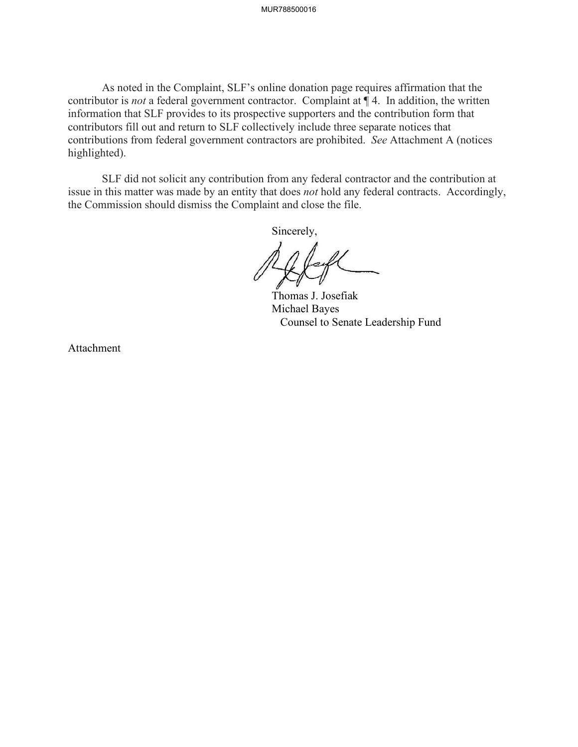As noted in the Complaint, SLF's online donation page requires affirmation that the contributor is *not* a federal government contractor. Complaint at ¶ 4. In addition, the written information that SLF provides to its prospective supporters and the contribution form that contributors fill out and return to SLF collectively include three separate notices that contributions from federal government contractors are prohibited. *See* Attachment A (notices highlighted).

SLF did not solicit any contribution from any federal contractor and the contribution at issue in this matter was made by an entity that does *not* hold any federal contracts. Accordingly, the Commission should dismiss the Complaint and close the file.

Sincerely,

Thomas J. Josefiak
Michael Bayes
Counsel to Senate Leadership Fund

Attachment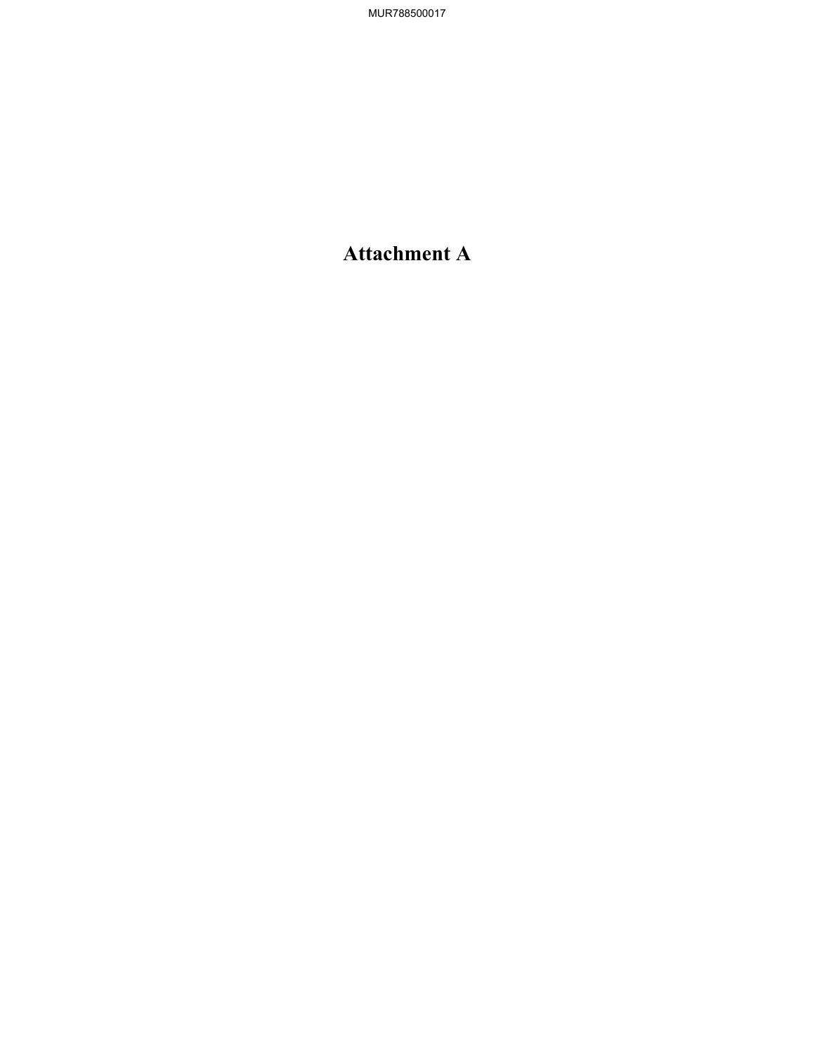# Attachment A